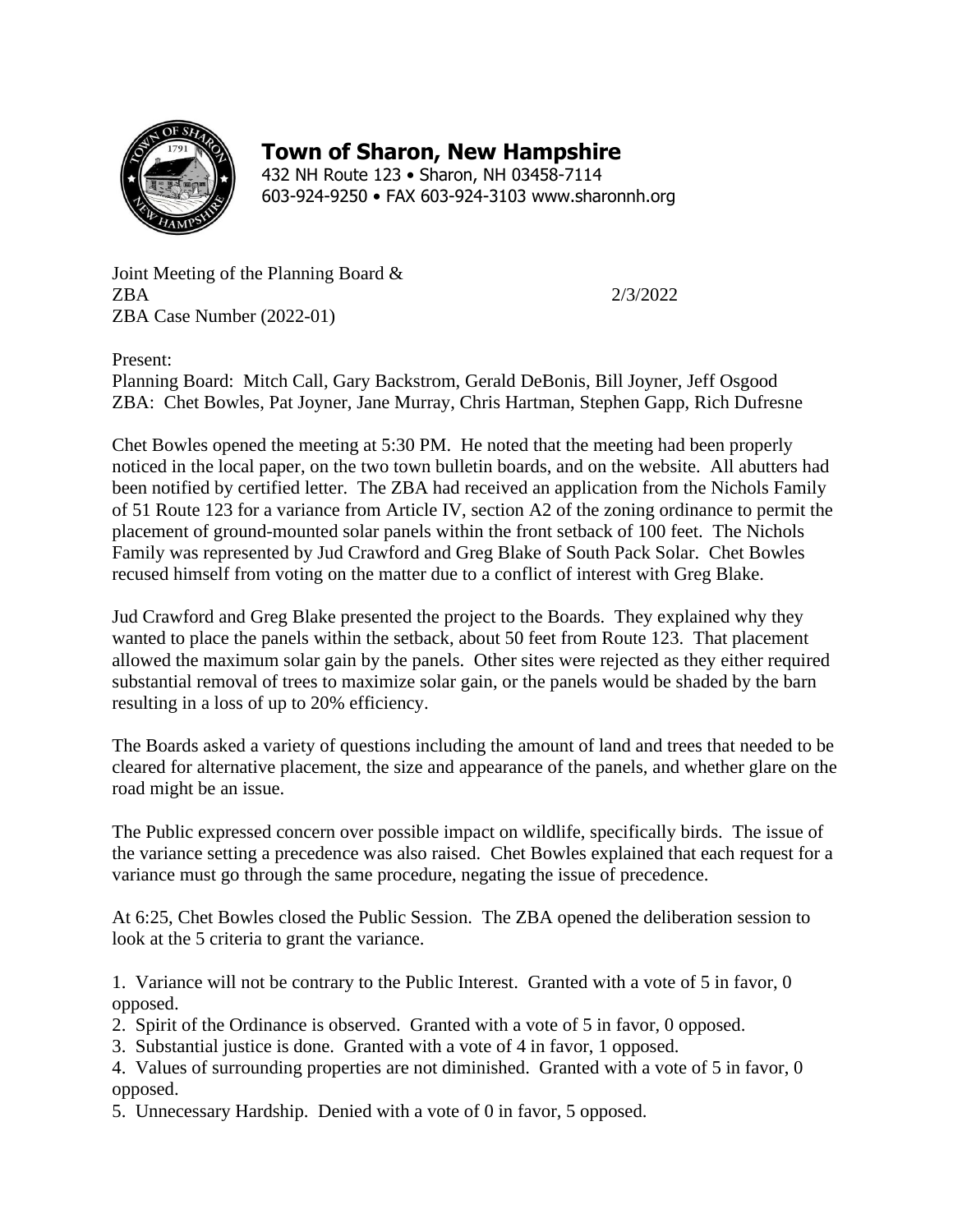# Town of Sharon, New Hampshire

432 NH Route 123 • Sharon, NH 03458-7114
603-924-9250 • FAX 603-924-3103 www.sharonnh.org

Joint Meeting of the Planning Board & ZBA — 2/3/2022
ZBA Case Number (2022-01)

Present:
Planning Board: Mitch Call, Gary Backstrom, Gerald DeBonis, Bill Joyner, Jeff Osgood
ZBA: Chet Bowles, Pat Joyner, Jane Murray, Chris Hartman, Stephen Gapp, Rich Dufresne

Chet Bowles opened the meeting at 5:30 PM. He noted that the meeting had been properly noticed in the local paper, on the two town bulletin boards, and on the website. All abutters had been notified by certified letter. The ZBA had received an application from the Nichols Family of 51 Route 123 for a variance from Article IV, section A2 of the zoning ordinance to permit the placement of ground-mounted solar panels within the front setback of 100 feet. The Nichols Family was represented by Jud Crawford and Greg Blake of South Pack Solar. Chet Bowles recused himself from voting on the matter due to a conflict of interest with Greg Blake.

Jud Crawford and Greg Blake presented the project to the Boards. They explained why they wanted to place the panels within the setback, about 50 feet from Route 123. That placement allowed the maximum solar gain by the panels. Other sites were rejected as they either required substantial removal of trees to maximize solar gain, or the panels would be shaded by the barn resulting in a loss of up to 20% efficiency.

The Boards asked a variety of questions including the amount of land and trees that needed to be cleared for alternative placement, the size and appearance of the panels, and whether glare on the road might be an issue.

The Public expressed concern over possible impact on wildlife, specifically birds. The issue of the variance setting a precedence was also raised. Chet Bowles explained that each request for a variance must go through the same procedure, negating the issue of precedence.

At 6:25, Chet Bowles closed the Public Session. The ZBA opened the deliberation session to look at the 5 criteria to grant the variance.

1. Variance will not be contrary to the Public Interest. Granted with a vote of 5 in favor, 0 opposed.
2. Spirit of the Ordinance is observed. Granted with a vote of 5 in favor, 0 opposed.
3. Substantial justice is done. Granted with a vote of 4 in favor, 1 opposed.
4. Values of surrounding properties are not diminished. Granted with a vote of 5 in favor, 0 opposed.
5. Unnecessary Hardship. Denied with a vote of 0 in favor, 5 opposed.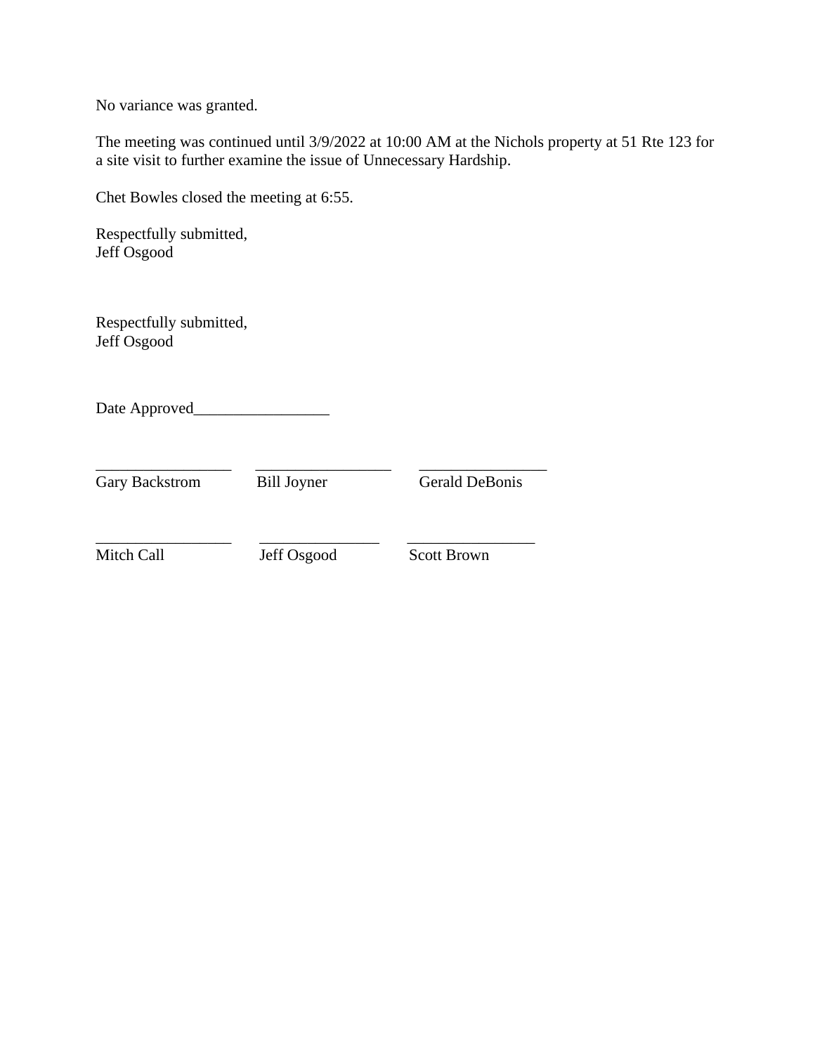No variance was granted.

The meeting was continued until 3/9/2022 at 10:00 AM at the Nichols property at 51 Rte 123 for a site visit to further examine the issue of Unnecessary Hardship.

Chet Bowles closed the meeting at 6:55.

Respectfully submitted,
Jeff Osgood

Respectfully submitted,
Jeff Osgood

Date Approved_________________

| | | |
|---|---|---|
| _________________ | _________________ | ________________ |
| Gary Backstrom | Bill Joyner | Gerald DeBonis |
| _________________ | _______________ | ________________ |
| Mitch Call | Jeff Osgood | Scott Brown |